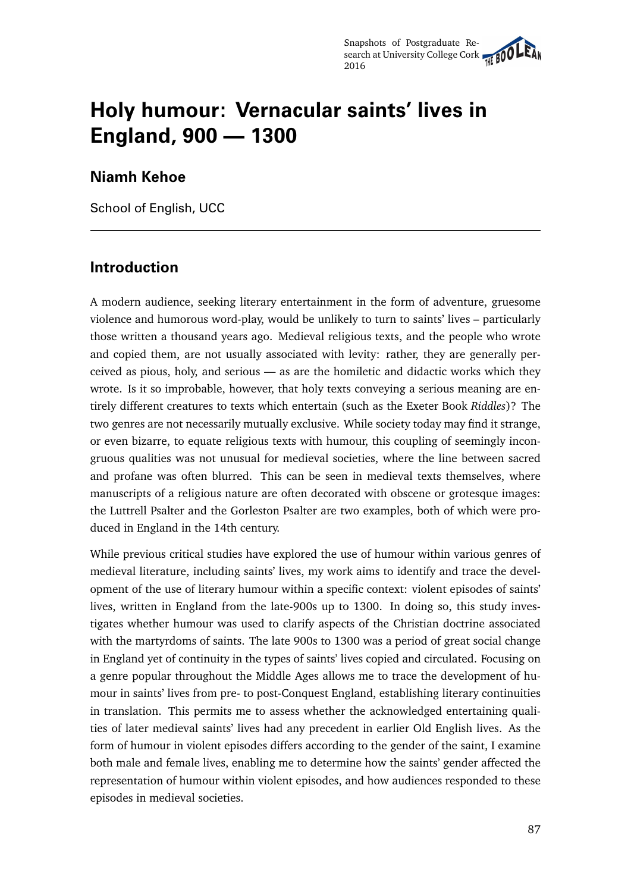# Holy humour: Vernacular saints' lives in England, 900 — 1300

## Niamh Kehoe

School of English, UCC

---

## Introduction

A modern audience, seeking literary entertainment in the form of adventure, gruesome violence and humorous word-play, would be unlikely to turn to saints' lives – particularly those written a thousand years ago. Medieval religious texts, and the people who wrote and copied them, are not usually associated with levity: rather, they are generally perceived as pious, holy, and serious — as are the homiletic and didactic works which they wrote. Is it so improbable, however, that holy texts conveying a serious meaning are entirely different creatures to texts which entertain (such as the Exeter Book *Riddles*)? The two genres are not necessarily mutually exclusive. While society today may find it strange, or even bizarre, to equate religious texts with humour, this coupling of seemingly incongruous qualities was not unusual for medieval societies, where the line between sacred and profane was often blurred. This can be seen in medieval texts themselves, where manuscripts of a religious nature are often decorated with obscene or grotesque images: the Luttrell Psalter and the Gorleston Psalter are two examples, both of which were produced in England in the 14th century.

While previous critical studies have explored the use of humour within various genres of medieval literature, including saints' lives, my work aims to identify and trace the development of the use of literary humour within a specific context: violent episodes of saints' lives, written in England from the late-900s up to 1300. In doing so, this study investigates whether humour was used to clarify aspects of the Christian doctrine associated with the martyrdoms of saints. The late 900s to 1300 was a period of great social change in England yet of continuity in the types of saints' lives copied and circulated. Focusing on a genre popular throughout the Middle Ages allows me to trace the development of humour in saints' lives from pre- to post-Conquest England, establishing literary continuities in translation. This permits me to assess whether the acknowledged entertaining qualities of later medieval saints' lives had any precedent in earlier Old English lives. As the form of humour in violent episodes differs according to the gender of the saint, I examine both male and female lives, enabling me to determine how the saints' gender affected the representation of humour within violent episodes, and how audiences responded to these episodes in medieval societies.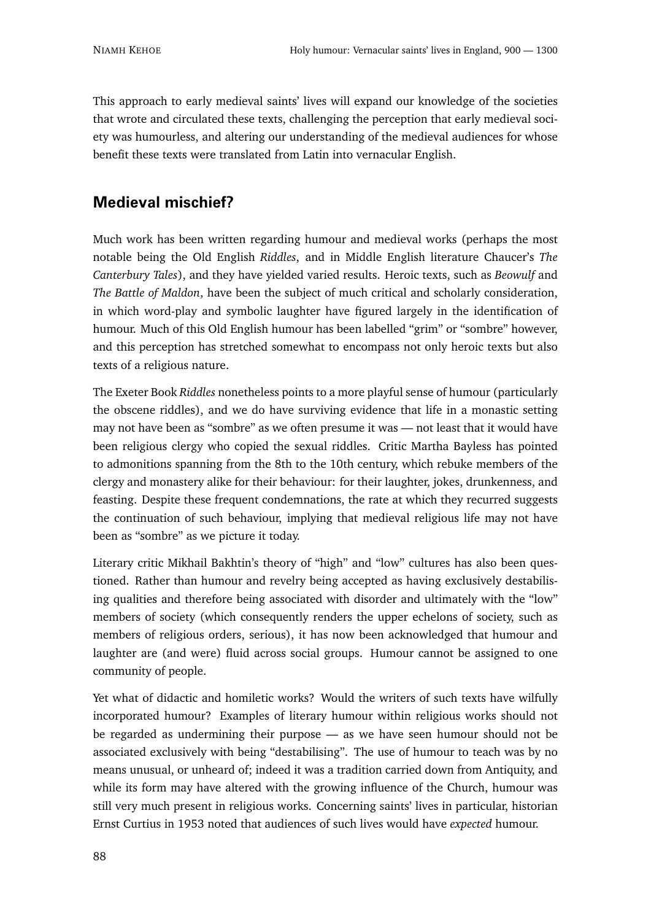This approach to early medieval saints' lives will expand our knowledge of the societies that wrote and circulated these texts, challenging the perception that early medieval society was humourless, and altering our understanding of the medieval audiences for whose benefit these texts were translated from Latin into vernacular English.

## Medieval mischief?

Much work has been written regarding humour and medieval works (perhaps the most notable being the Old English *Riddles*, and in Middle English literature Chaucer's *The Canterbury Tales*), and they have yielded varied results. Heroic texts, such as *Beowulf* and *The Battle of Maldon*, have been the subject of much critical and scholarly consideration, in which word-play and symbolic laughter have figured largely in the identification of humour. Much of this Old English humour has been labelled "grim" or "sombre" however, and this perception has stretched somewhat to encompass not only heroic texts but also texts of a religious nature.

The Exeter Book *Riddles* nonetheless points to a more playful sense of humour (particularly the obscene riddles), and we do have surviving evidence that life in a monastic setting may not have been as "sombre" as we often presume it was — not least that it would have been religious clergy who copied the sexual riddles. Critic Martha Bayless has pointed to admonitions spanning from the 8th to the 10th century, which rebuke members of the clergy and monastery alike for their behaviour: for their laughter, jokes, drunkenness, and feasting. Despite these frequent condemnations, the rate at which they recurred suggests the continuation of such behaviour, implying that medieval religious life may not have been as "sombre" as we picture it today.

Literary critic Mikhail Bakhtin's theory of "high" and "low" cultures has also been questioned. Rather than humour and revelry being accepted as having exclusively destabilising qualities and therefore being associated with disorder and ultimately with the "low" members of society (which consequently renders the upper echelons of society, such as members of religious orders, serious), it has now been acknowledged that humour and laughter are (and were) fluid across social groups. Humour cannot be assigned to one community of people.

Yet what of didactic and homiletic works? Would the writers of such texts have wilfully incorporated humour? Examples of literary humour within religious works should not be regarded as undermining their purpose — as we have seen humour should not be associated exclusively with being "destabilising". The use of humour to teach was by no means unusual, or unheard of; indeed it was a tradition carried down from Antiquity, and while its form may have altered with the growing influence of the Church, humour was still very much present in religious works. Concerning saints' lives in particular, historian Ernst Curtius in 1953 noted that audiences of such lives would have *expected* humour.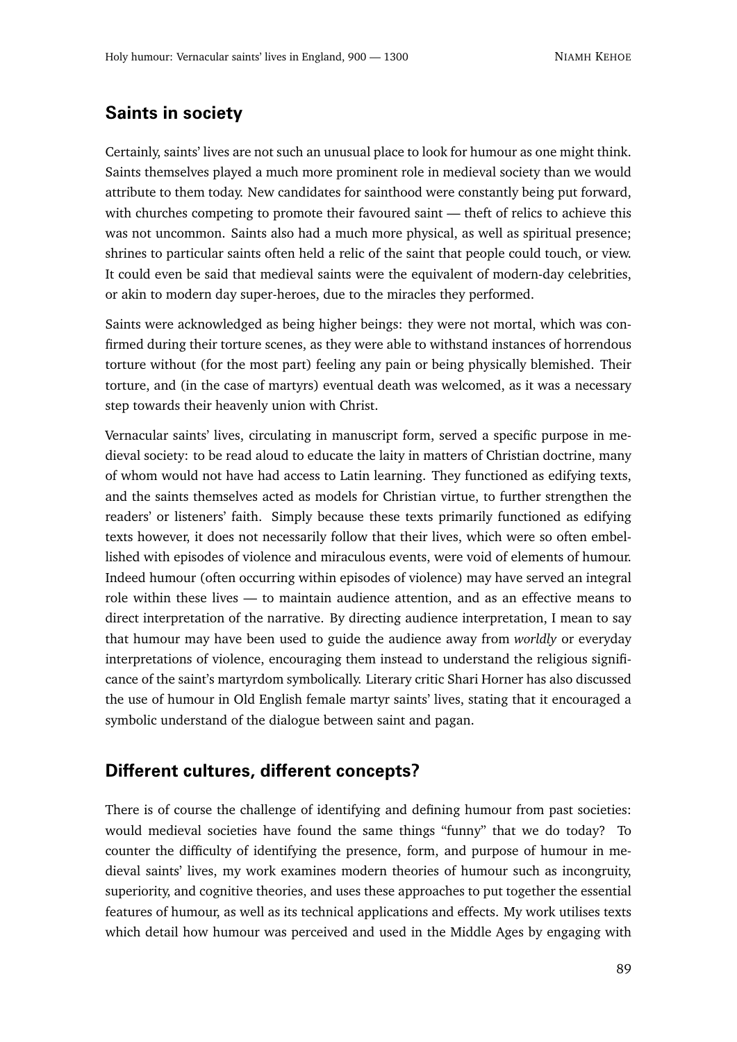## Saints in society

Certainly, saints' lives are not such an unusual place to look for humour as one might think. Saints themselves played a much more prominent role in medieval society than we would attribute to them today. New candidates for sainthood were constantly being put forward, with churches competing to promote their favoured saint — theft of relics to achieve this was not uncommon. Saints also had a much more physical, as well as spiritual presence; shrines to particular saints often held a relic of the saint that people could touch, or view. It could even be said that medieval saints were the equivalent of modern-day celebrities, or akin to modern day super-heroes, due to the miracles they performed.

Saints were acknowledged as being higher beings: they were not mortal, which was confirmed during their torture scenes, as they were able to withstand instances of horrendous torture without (for the most part) feeling any pain or being physically blemished. Their torture, and (in the case of martyrs) eventual death was welcomed, as it was a necessary step towards their heavenly union with Christ.

Vernacular saints' lives, circulating in manuscript form, served a specific purpose in medieval society: to be read aloud to educate the laity in matters of Christian doctrine, many of whom would not have had access to Latin learning. They functioned as edifying texts, and the saints themselves acted as models for Christian virtue, to further strengthen the readers' or listeners' faith. Simply because these texts primarily functioned as edifying texts however, it does not necessarily follow that their lives, which were so often embellished with episodes of violence and miraculous events, were void of elements of humour. Indeed humour (often occurring within episodes of violence) may have served an integral role within these lives — to maintain audience attention, and as an effective means to direct interpretation of the narrative. By directing audience interpretation, I mean to say that humour may have been used to guide the audience away from *worldly* or everyday interpretations of violence, encouraging them instead to understand the religious significance of the saint's martyrdom symbolically. Literary critic Shari Horner has also discussed the use of humour in Old English female martyr saints' lives, stating that it encouraged a symbolic understand of the dialogue between saint and pagan.

## Different cultures, different concepts?

There is of course the challenge of identifying and defining humour from past societies: would medieval societies have found the same things "funny" that we do today? To counter the difficulty of identifying the presence, form, and purpose of humour in medieval saints' lives, my work examines modern theories of humour such as incongruity, superiority, and cognitive theories, and uses these approaches to put together the essential features of humour, as well as its technical applications and effects. My work utilises texts which detail how humour was perceived and used in the Middle Ages by engaging with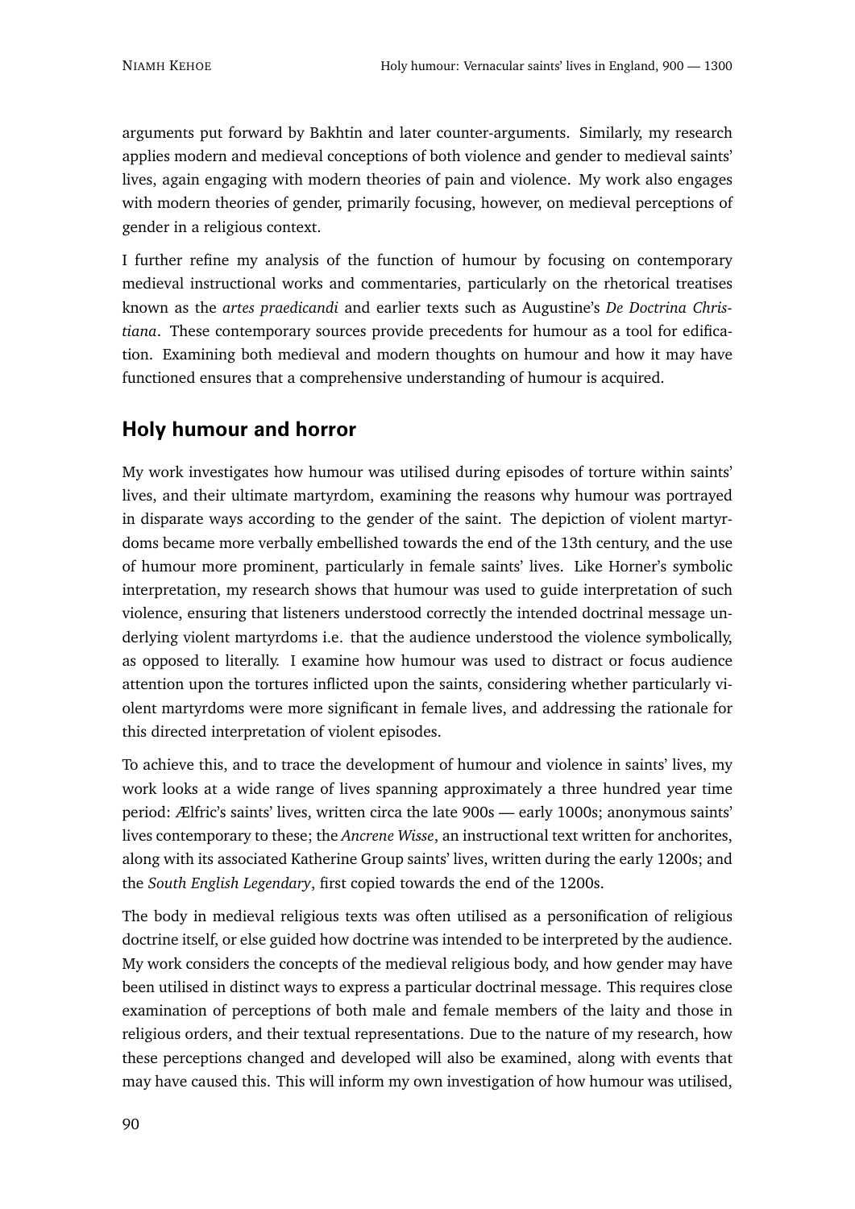arguments put forward by Bakhtin and later counter-arguments. Similarly, my research applies modern and medieval conceptions of both violence and gender to medieval saints' lives, again engaging with modern theories of pain and violence. My work also engages with modern theories of gender, primarily focusing, however, on medieval perceptions of gender in a religious context.

I further refine my analysis of the function of humour by focusing on contemporary medieval instructional works and commentaries, particularly on the rhetorical treatises known as the *artes praedicandi* and earlier texts such as Augustine's *De Doctrina Christiana*. These contemporary sources provide precedents for humour as a tool for edification. Examining both medieval and modern thoughts on humour and how it may have functioned ensures that a comprehensive understanding of humour is acquired.

## Holy humour and horror

My work investigates how humour was utilised during episodes of torture within saints' lives, and their ultimate martyrdom, examining the reasons why humour was portrayed in disparate ways according to the gender of the saint. The depiction of violent martyrdoms became more verbally embellished towards the end of the 13th century, and the use of humour more prominent, particularly in female saints' lives. Like Horner's symbolic interpretation, my research shows that humour was used to guide interpretation of such violence, ensuring that listeners understood correctly the intended doctrinal message underlying violent martyrdoms i.e. that the audience understood the violence symbolically, as opposed to literally. I examine how humour was used to distract or focus audience attention upon the tortures inflicted upon the saints, considering whether particularly violent martyrdoms were more significant in female lives, and addressing the rationale for this directed interpretation of violent episodes.

To achieve this, and to trace the development of humour and violence in saints' lives, my work looks at a wide range of lives spanning approximately a three hundred year time period: Ælfric's saints' lives, written circa the late 900s — early 1000s; anonymous saints' lives contemporary to these; the *Ancrene Wisse*, an instructional text written for anchorites, along with its associated Katherine Group saints' lives, written during the early 1200s; and the *South English Legendary*, first copied towards the end of the 1200s.

The body in medieval religious texts was often utilised as a personification of religious doctrine itself, or else guided how doctrine was intended to be interpreted by the audience. My work considers the concepts of the medieval religious body, and how gender may have been utilised in distinct ways to express a particular doctrinal message. This requires close examination of perceptions of both male and female members of the laity and those in religious orders, and their textual representations. Due to the nature of my research, how these perceptions changed and developed will also be examined, along with events that may have caused this. This will inform my own investigation of how humour was utilised,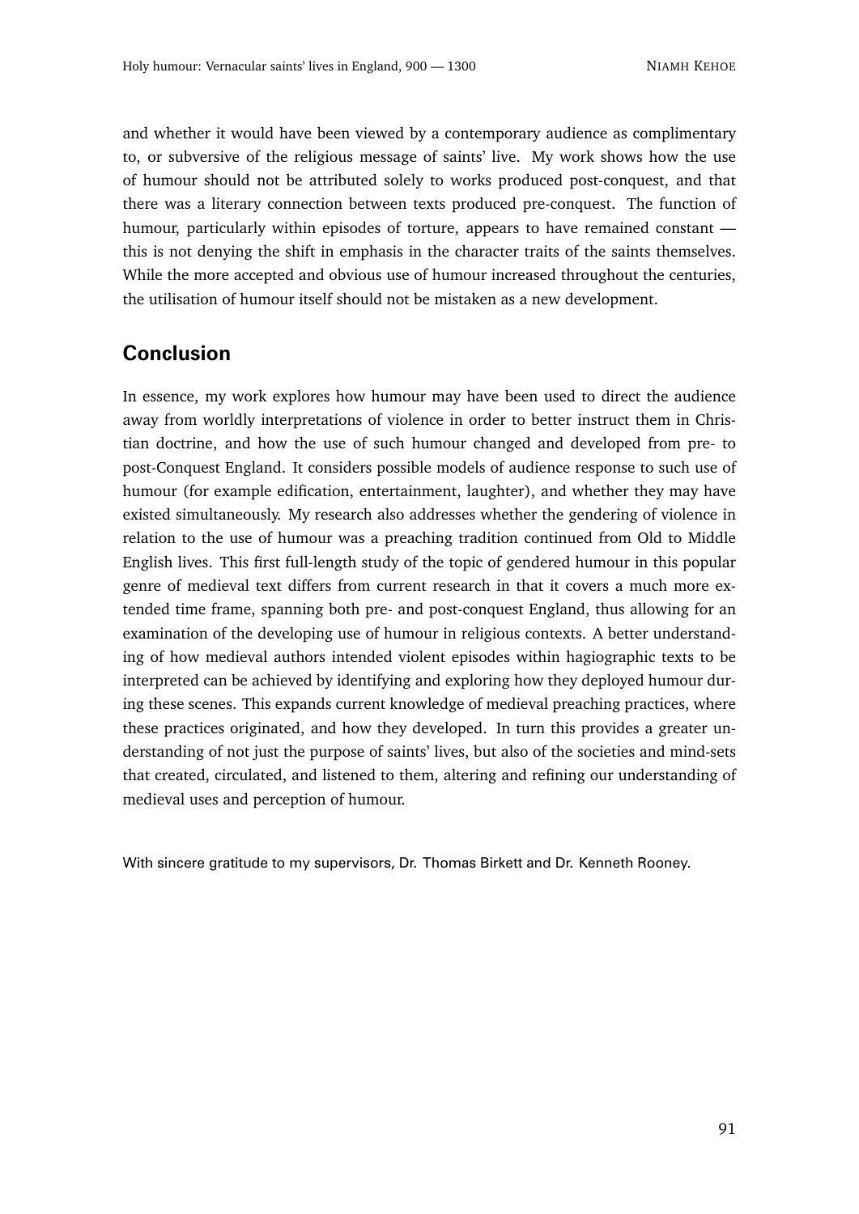and whether it would have been viewed by a contemporary audience as complimentary to, or subversive of the religious message of saints' live. My work shows how the use of humour should not be attributed solely to works produced post-conquest, and that there was a literary connection between texts produced pre-conquest. The function of humour, particularly within episodes of torture, appears to have remained constant — this is not denying the shift in emphasis in the character traits of the saints themselves. While the more accepted and obvious use of humour increased throughout the centuries, the utilisation of humour itself should not be mistaken as a new development.

## Conclusion

In essence, my work explores how humour may have been used to direct the audience away from worldly interpretations of violence in order to better instruct them in Christian doctrine, and how the use of such humour changed and developed from pre- to post-Conquest England. It considers possible models of audience response to such use of humour (for example edification, entertainment, laughter), and whether they may have existed simultaneously. My research also addresses whether the gendering of violence in relation to the use of humour was a preaching tradition continued from Old to Middle English lives. This first full-length study of the topic of gendered humour in this popular genre of medieval text differs from current research in that it covers a much more extended time frame, spanning both pre- and post-conquest England, thus allowing for an examination of the developing use of humour in religious contexts. A better understanding of how medieval authors intended violent episodes within hagiographic texts to be interpreted can be achieved by identifying and exploring how they deployed humour during these scenes. This expands current knowledge of medieval preaching practices, where these practices originated, and how they developed. In turn this provides a greater understanding of not just the purpose of saints' lives, but also of the societies and mind-sets that created, circulated, and listened to them, altering and refining our understanding of medieval uses and perception of humour.

With sincere gratitude to my supervisors, Dr. Thomas Birkett and Dr. Kenneth Rooney.